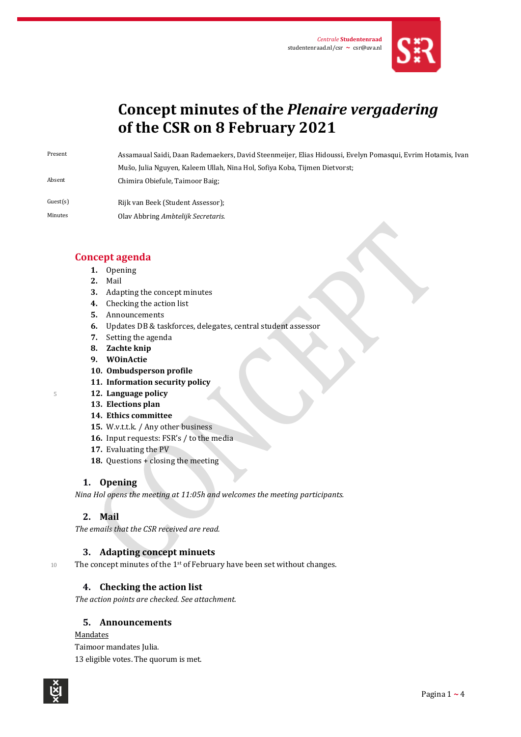Centrale Studentenraad
studentenraad.nl/csr ~ csr@uva.nl

# Concept minutes of the *Plenaire vergadering* of the CSR on 8 February 2021

| | |
|---|---|
| Present | Assamaual Saidi, Daan Rademaekers, David Steenmeijer, Elias Hidoussi, Evelyn Pomasqui, Evrim Hotamis, Ivan Mušo, Julia Nguyen, Kaleem Ullah, Nina Hol, Sofiya Koba, Tijmen Dietvorst; |
| Absent | Chimira Obiefule, Taimoor Baig; |
| Guest(s) | Rijk van Beek (Student Assessor); |
| Minutes | Olav Abbring *Ambtelijk Secretaris.* |

## Concept agenda

1. Opening
2. Mail
3. Adapting the concept minutes
4. Checking the action list
5. Announcements
6. Updates DB & taskforces, delegates, central student assessor
7. Setting the agenda
8. **Zachte knip**
9. **WOinActie**
10. **Ombudsperson profile**
11. **Information security policy**
12. **Language policy**
13. **Elections plan**
14. **Ethics committee**
15. W.v.t.t.k. / Any other business
16. Input requests: FSR's / to the media
17. Evaluating the PV
18. Questions + closing the meeting

### 1. Opening

*Nina Hol opens the meeting at 11:05h and welcomes the meeting participants.*

### 2. Mail

*The emails that the CSR received are read.*

### 3. Adapting concept minuets

The concept minutes of the 1st of February have been set without changes.

### 4. Checking the action list

*The action points are checked. See attachment.*

### 5. Announcements

<u>Mandates</u>

Taimoor mandates Julia.

13 eligible votes. The quorum is met.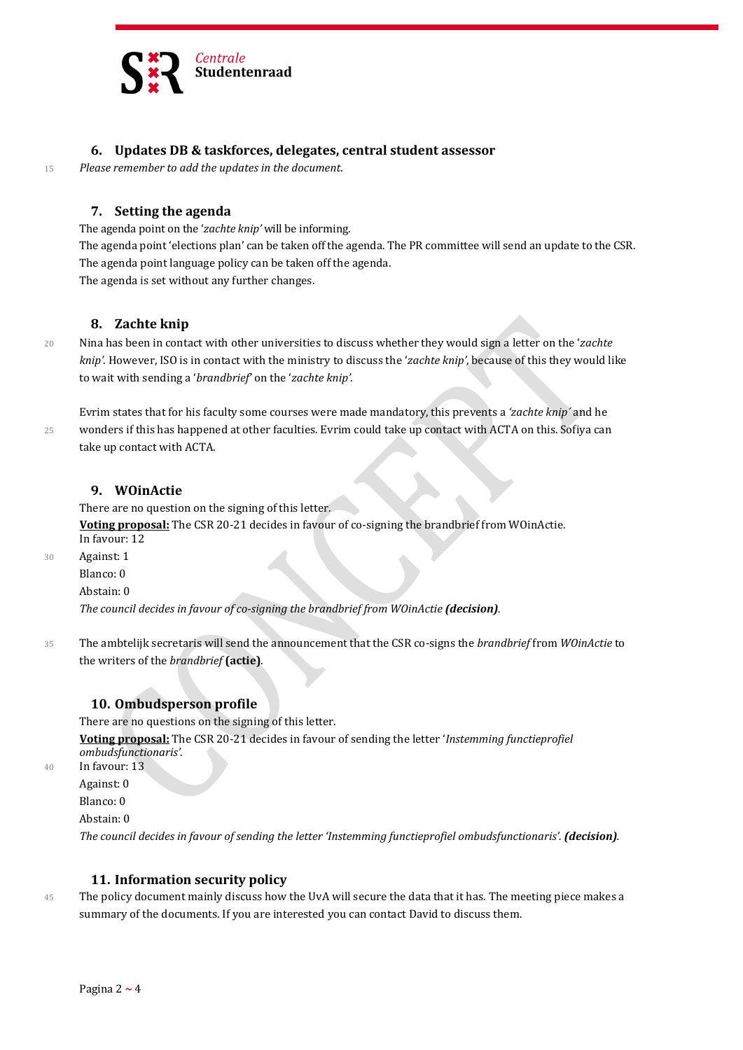## 6. Updates DB & taskforces, delegates, central student assessor

*Please remember to add the updates in the document.*

## 7. Setting the agenda

The agenda point on the '*zachte knip'* will be informing.
The agenda point 'elections plan' can be taken off the agenda. The PR committee will send an update to the CSR.
The agenda point language policy can be taken off the agenda.
The agenda is set without any further changes.

## 8. Zachte knip

Nina has been in contact with other universities to discuss whether they would sign a letter on the '*zachte knip'*. However, ISO is in contact with the ministry to discuss the '*zachte knip'*, because of this they would like to wait with sending a '*brandbrief*' on the '*zachte knip'*.

Evrim states that for his faculty some courses were made mandatory, this prevents a *'zachte knip'* and he wonders if this has happened at other faculties. Evrim could take up contact with ACTA on this. Sofiya can take up contact with ACTA.

## 9. WOinActie

There are no question on the signing of this letter.
**Voting proposal:** The CSR 20-21 decides in favour of co-signing the brandbrief from WOinActie.
In favour: 12
Against: 1
Blanco: 0
Abstain: 0
*The council decides in favour of co-signing the brandbrief from WOinActie* ***(decision)***.

The ambtelijk secretaris will send the announcement that the CSR co-signs the *brandbrief* from *WOinActie* to the writers of the *brandbrief* **(actie)**.

## 10. Ombudsperson profile

There are no questions on the signing of this letter.
**Voting proposal:** The CSR 20-21 decides in favour of sending the letter '*Instemming functieprofiel ombudsfunctionaris'*.
In favour: 13
Against: 0
Blanco: 0
Abstain: 0
*The council decides in favour of sending the letter 'Instemming functieprofiel ombudsfunctionaris'.* ***(decision)***.

## 11. Information security policy

The policy document mainly discuss how the UvA will secure the data that it has. The meeting piece makes a summary of the documents. If you are interested you can contact David to discuss them.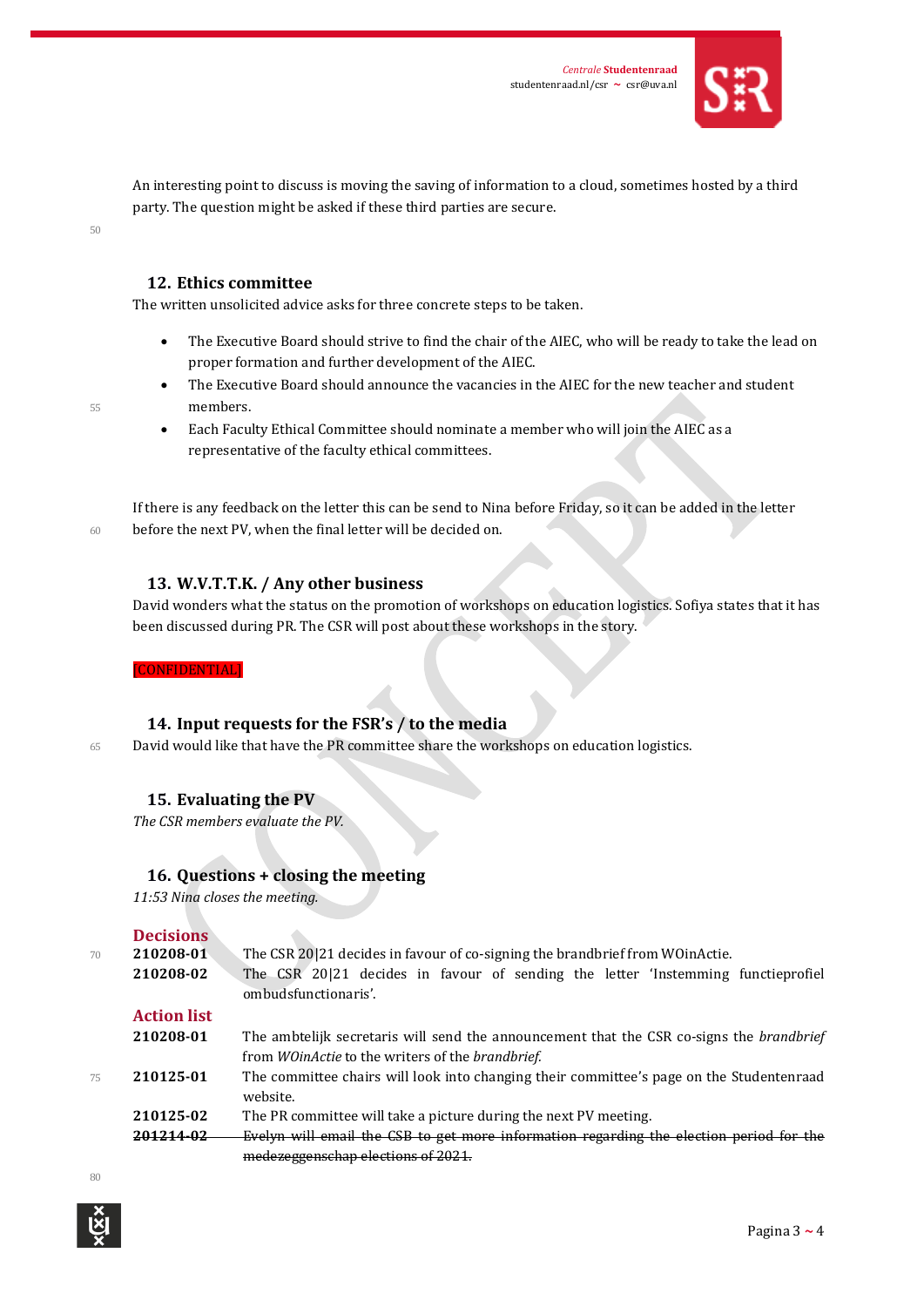An interesting point to discuss is moving the saving of information to a cloud, sometimes hosted by a third party. The question might be asked if these third parties are secure.

## 12. Ethics committee

The written unsolicited advice asks for three concrete steps to be taken.

- The Executive Board should strive to find the chair of the AIEC, who will be ready to take the lead on proper formation and further development of the AIEC.
- The Executive Board should announce the vacancies in the AIEC for the new teacher and student members.
- Each Faculty Ethical Committee should nominate a member who will join the AIEC as a representative of the faculty ethical committees.

If there is any feedback on the letter this can be send to Nina before Friday, so it can be added in the letter before the next PV, when the final letter will be decided on.

## 13. W.V.T.T.K. / Any other business

David wonders what the status on the promotion of workshops on education logistics. Sofiya states that it has been discussed during PR. The CSR will post about these workshops in the story.

[CONFIDENTIAL]

## 14. Input requests for the FSR's / to the media

David would like that have the PR committee share the workshops on education logistics.

## 15. Evaluating the PV

*The CSR members evaluate the PV.*

## 16. Questions + closing the meeting

*11:53 Nina closes the meeting.*

## Decisions

| | |
|---|---|
| **210208-01** | The CSR 20\|21 decides in favour of co-signing the brandbrief from WOinActie. |
| **210208-02** | The CSR 20\|21 decides in favour of sending the letter 'Instemming functieprofiel ombudsfunctionaris'. |

## Action list

| | |
|---|---|
| **210208-01** | The ambtelijk secretaris will send the announcement that the CSR co-signs the *brandbrief* from *WOinActie* to the writers of the *brandbrief.* |
| **210125-01** | The committee chairs will look into changing their committee's page on the Studentenraad website. |
| **210125-02** | The PR committee will take a picture during the next PV meeting. |
| ~~**201214-02**~~ | ~~Evelyn will email the CSB to get more information regarding the election period for the medezeggenschap elections of 2021.~~ |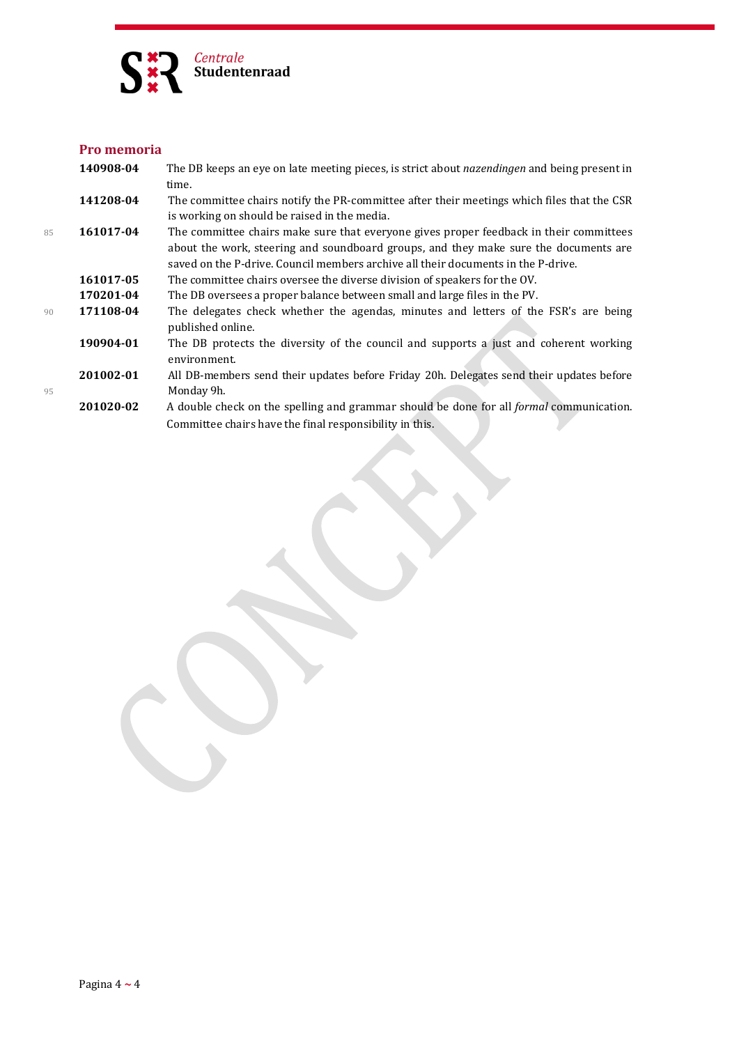## Pro memoria

| | |
|---|---|
| **140908-04** | The DB keeps an eye on late meeting pieces, is strict about *nazendingen* and being present in time. |
| **141208-04** | The committee chairs notify the PR-committee after their meetings which files that the CSR is working on should be raised in the media. |
| **161017-04** | The committee chairs make sure that everyone gives proper feedback in their committees about the work, steering and soundboard groups, and they make sure the documents are saved on the P-drive. Council members archive all their documents in the P-drive. |
| **161017-05** | The committee chairs oversee the diverse division of speakers for the OV. |
| **170201-04** | The DB oversees a proper balance between small and large files in the PV. |
| **171108-04** | The delegates check whether the agendas, minutes and letters of the FSR's are being published online. |
| **190904-01** | The DB protects the diversity of the council and supports a just and coherent working environment. |
| **201002-01** | All DB-members send their updates before Friday 20h. Delegates send their updates before Monday 9h. |
| **201020-02** | A double check on the spelling and grammar should be done for all *formal* communication. Committee chairs have the final responsibility in this. |